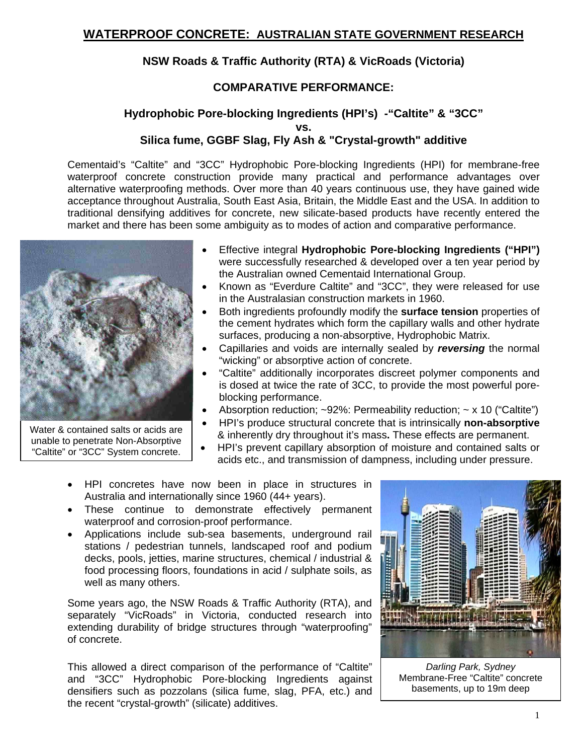# WATERPROOF CONCRETE: AUSTRALIAN STATE GOVERNMENT RESEARCH

## NSW Roads & Traffic Authority (RTA) & VicRoads (Victoria)

## COMPARATIVE PERFORMANCE:

### Hydrophobic Pore-blocking Ingredients (HPI's) -"Caltite" & "3CC"
### vs.
### Silica fume, GGBF Slag, Fly Ash & "Crystal-growth" additive

Cementaid's "Caltite" and "3CC" Hydrophobic Pore-blocking Ingredients (HPI) for membrane-free waterproof concrete construction provide many practical and performance advantages over alternative waterproofing methods. Over more than 40 years continuous use, they have gained wide acceptance throughout Australia, South East Asia, Britain, the Middle East and the USA. In addition to traditional densifying additives for concrete, new silicate-based products have recently entered the market and there has been some ambiguity as to modes of action and comparative performance.

Water & contained salts or acids are unable to penetrate Non-Absorptive "Caltite" or "3CC" System concrete.

- Effective integral **Hydrophobic Pore-blocking Ingredients ("HPI")** were successfully researched & developed over a ten year period by the Australian owned Cementaid International Group.
- Known as "Everdure Caltite" and "3CC", they were released for use in the Australasian construction markets in 1960.
- Both ingredients profoundly modify the **surface tension** properties of the cement hydrates which form the capillary walls and other hydrate surfaces, producing a non-absorptive, Hydrophobic Matrix.
- Capillaries and voids are internally sealed by ***reversing*** the normal "wicking" or absorptive action of concrete.
- "Caltite" additionally incorporates discreet polymer components and is dosed at twice the rate of 3CC, to provide the most powerful pore-blocking performance.
- Absorption reduction; ~92%: Permeability reduction; ~ x 10 ("Caltite")
- HPI's produce structural concrete that is intrinsically **non-absorptive** & inherently dry throughout it's mass**.** These effects are permanent.
- HPI's prevent capillary absorption of moisture and contained salts or acids etc., and transmission of dampness, including under pressure.

- HPI concretes have now been in place in structures in Australia and internationally since 1960 (44+ years).
- These continue to demonstrate effectively permanent waterproof and corrosion-proof performance.
- Applications include sub-sea basements, underground rail stations / pedestrian tunnels, landscaped roof and podium decks, pools, jetties, marine structures, chemical / industrial & food processing floors, foundations in acid / sulphate soils, as well as many others.

Some years ago, the NSW Roads & Traffic Authority (RTA), and separately "VicRoads" in Victoria, conducted research into extending durability of bridge structures through "waterproofing" of concrete.

This allowed a direct comparison of the performance of "Caltite" and "3CC" Hydrophobic Pore-blocking Ingredients against densifiers such as pozzolans (silica fume, slag, PFA, etc.) and the recent "crystal-growth" (silicate) additives.

*Darling Park, Sydney*
Membrane-Free "Caltite" concrete basements, up to 19m deep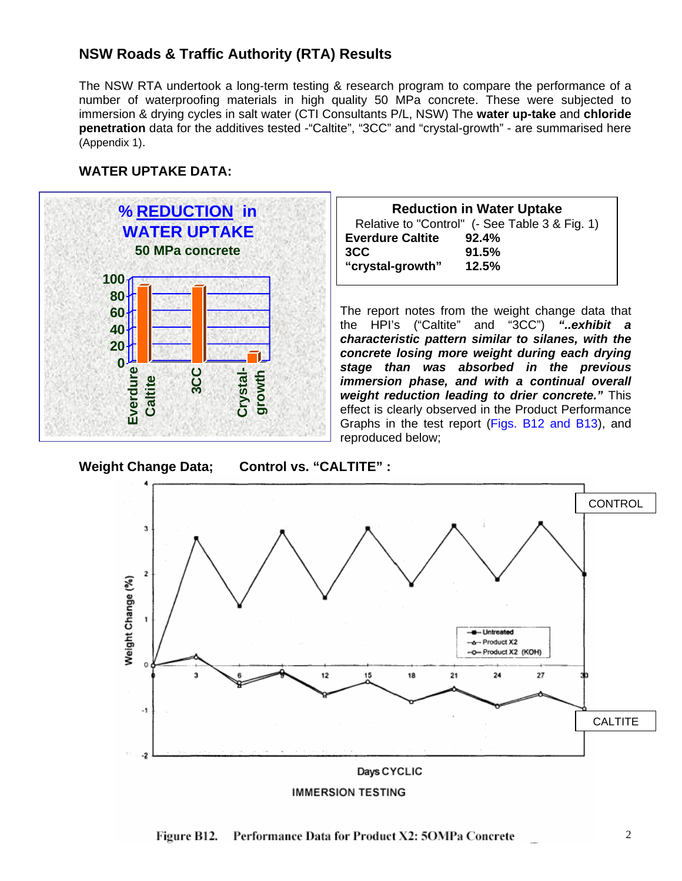## NSW Roads & Traffic Authority (RTA) Results

The NSW RTA undertook a long-term testing & research program to compare the performance of a number of waterproofing materials in high quality 50 MPa concrete. These were subjected to immersion & drying cycles in salt water (CTI Consultants P/L, NSW) The **water up-take** and **chloride penetration** data for the additives tested -"Caltite", "3CC" and "crystal-growth" - are summarised here (Appendix 1).

### WATER UPTAKE DATA:

**% REDUCTION in WATER UPTAKE**
**50 MPa concrete**

| Reduction in Water Uptake | |
|---|---|
| Relative to "Control" (- See Table 3 & Fig. 1) | |
| **Everdure Caltite** | **92.4%** |
| **3CC** | **91.5%** |
| **"crystal-growth"** | **12.5%** |

The report notes from the weight change data that the HPI's ("Caltite" and "3CC") ***"..exhibit a characteristic pattern similar to silanes, with the concrete losing more weight during each drying stage than was absorbed in the previous immersion phase, and with a continual overall weight reduction leading to drier concrete."*** This effect is clearly observed in the Product Performance Graphs in the test report (Figs. B12 and B13), and reproduced below;

**Weight Change Data; Control vs. "CALTITE" :**

Figure B12. Performance Data for Product X2: 50MPa Concrete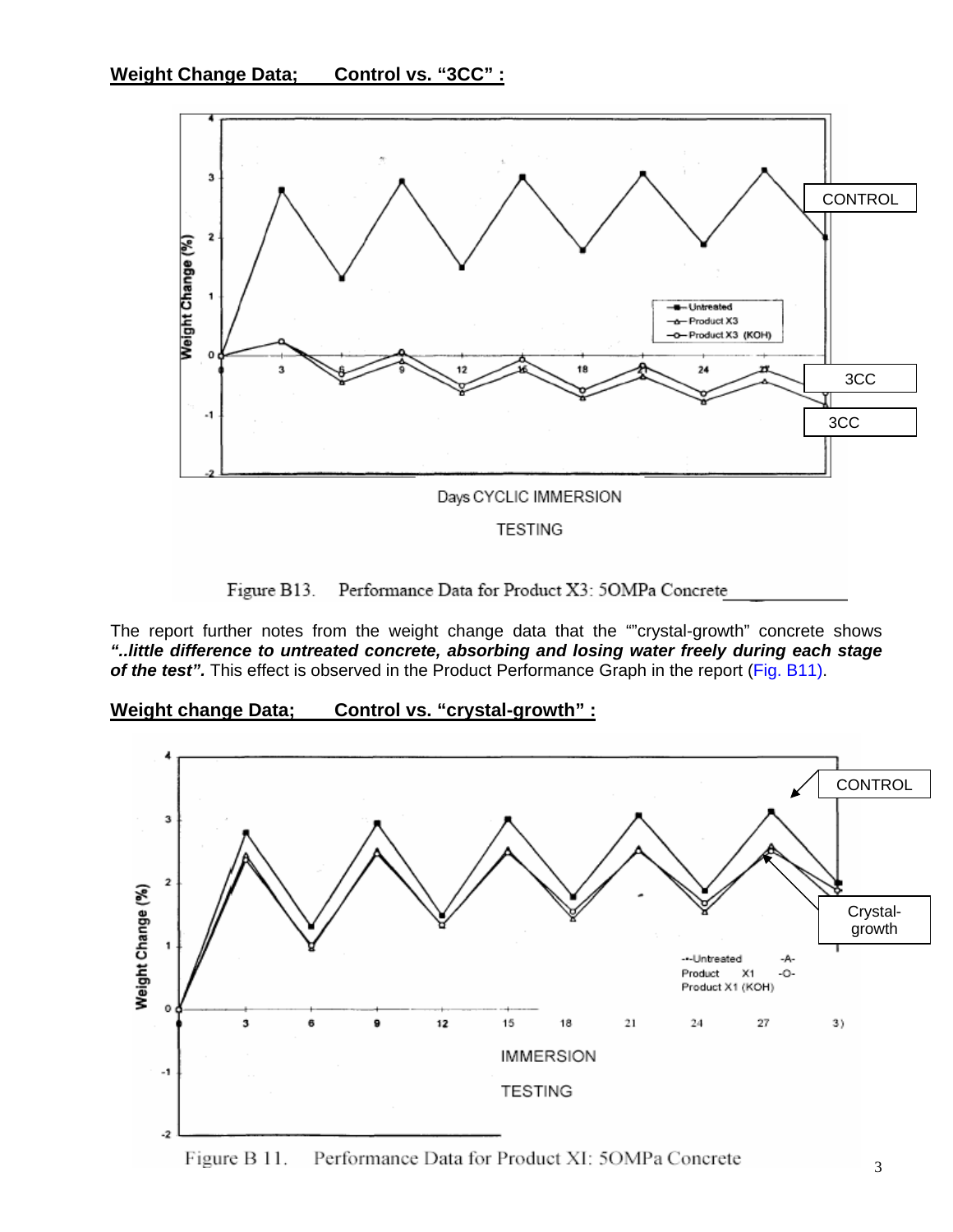**Weight Change Data; Control vs. "3CC" :**

Figure B13. Performance Data for Product X3: 5OMPa Concrete

The report further notes from the weight change data that the ""crystal-growth" concrete shows ***"..little difference to untreated concrete, absorbing and losing water freely during each stage of the test".*** This effect is observed in the Product Performance Graph in the report (Fig. B11).

**Weight change Data; Control vs. "crystal-growth" :**

Figure B 11. Performance Data for Product XI: 5OMPa Concrete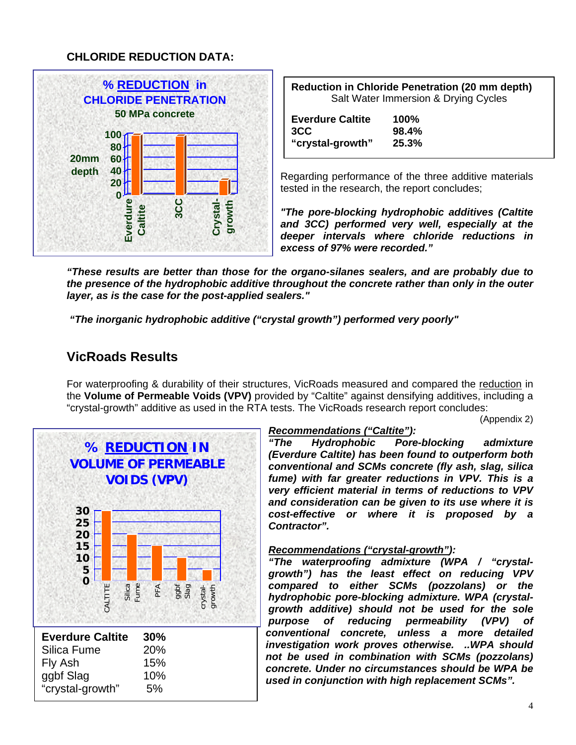## CHLORIDE REDUCTION DATA:

**% REDUCTION in CHLORIDE PENETRATION**
**50 MPa concrete**

| 20mm depth | % |
|---|---|
| Everdure Caltite | 100 |
| 3CC | 98.4 |
| Crystal-growth | 25.3 |

**Reduction in Chloride Penetration (20 mm depth)**
Salt Water Immersion & Drying Cycles

| | |
|---|---|
| **Everdure Caltite** | **100%** |
| **3CC** | **98.4%** |
| **"crystal-growth"** | **25.3%** |

Regarding performance of the three additive materials tested in the research, the report concludes;

***"The pore-blocking hydrophobic additives (Caltite and 3CC) performed very well, especially at the deeper intervals where chloride reductions in excess of 97% were recorded."***

***"These results are better than those for the organo-silanes sealers, and are probably due to the presence of the hydrophobic additive throughout the concrete rather than only in the outer layer, as is the case for the post-applied sealers."***

***"The inorganic hydrophobic additive ("crystal growth") performed very poorly"***

## VicRoads Results

For waterproofing & durability of their structures, VicRoads measured and compared the reduction in the **Volume of Permeable Voids (VPV)** provided by "Caltite" against densifying additives, including a "crystal-growth" additive as used in the RTA tests. The VicRoads research report concludes:

(Appendix 2)

**% REDUCTION IN VOLUME OF PERMEABLE VOIDS (VPV)**

| | |
|---|---|
| **Everdure Caltite** | **30%** |
| Silica Fume | 20% |
| Fly Ash | 15% |
| ggbf Slag | 10% |
| "crystal-growth" | 5% |

***Recommendations ("Caltite"):***

***"The Hydrophobic Pore-blocking admixture (Everdure Caltite) has been found to outperform both conventional and SCMs concrete (fly ash, slag, silica fume) with far greater reductions in VPV. This is a very efficient material in terms of reductions to VPV and consideration can be given to its use where it is cost-effective or where it is proposed by a Contractor".***

***Recommendations ("crystal-growth"):***

***"The waterproofing admixture (WPA / "crystal-growth") has the least effect on reducing VPV compared to either SCMs (pozzolans) or the hydrophobic pore-blocking admixture. WPA (crystal-growth additive) should not be used for the sole purpose of reducing permeability (VPV) of conventional concrete, unless a more detailed investigation work proves otherwise. ..WPA should not be used in combination with SCMs (pozzolans) concrete. Under no circumstances should be WPA be used in conjunction with high replacement SCMs".***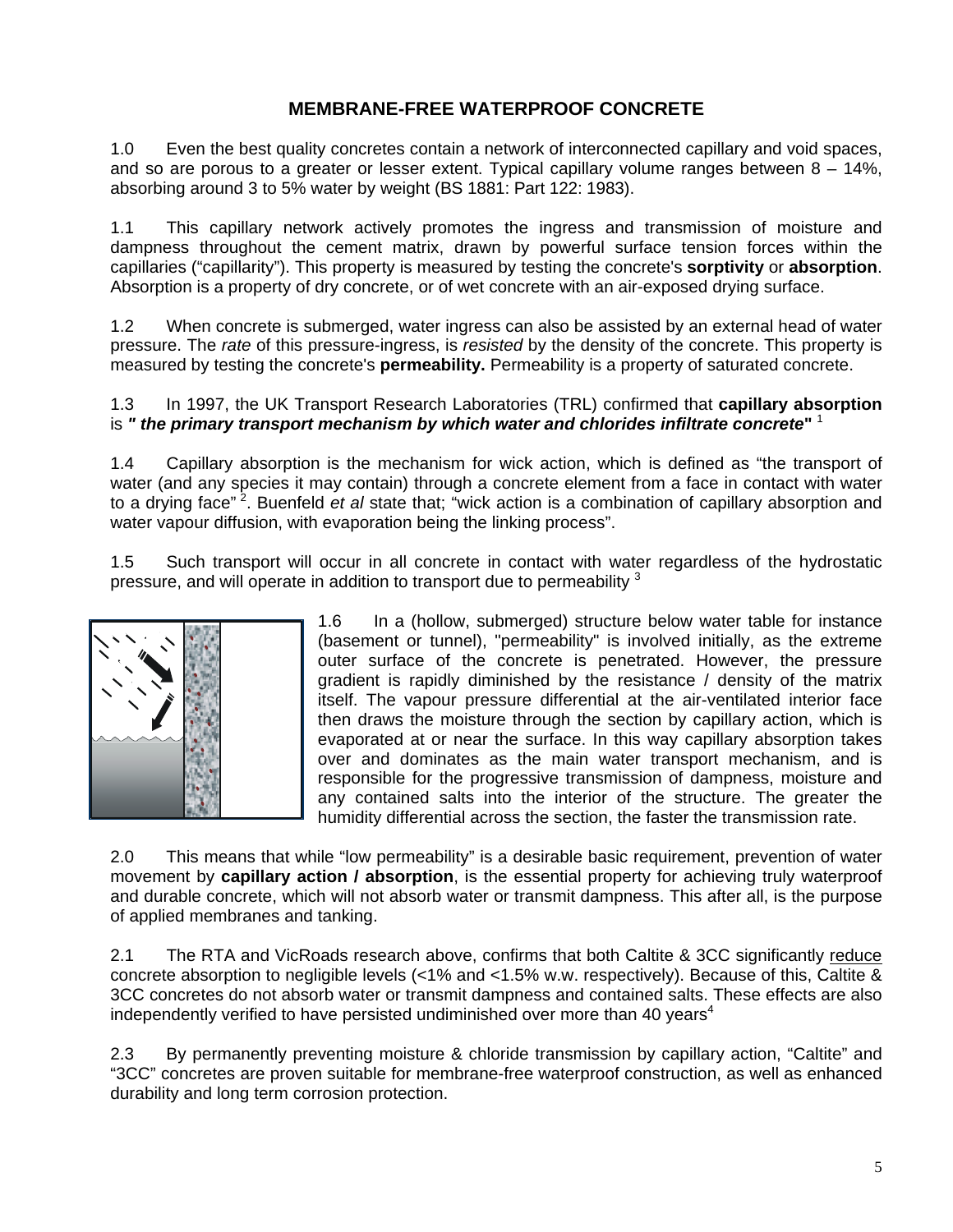# MEMBRANE-FREE WATERPROOF CONCRETE

1.0 Even the best quality concretes contain a network of interconnected capillary and void spaces, and so are porous to a greater or lesser extent. Typical capillary volume ranges between 8 – 14%, absorbing around 3 to 5% water by weight (BS 1881: Part 122: 1983).

1.1 This capillary network actively promotes the ingress and transmission of moisture and dampness throughout the cement matrix, drawn by powerful surface tension forces within the capillaries ("capillarity"). This property is measured by testing the concrete's **sorptivity** or **absorption**. Absorption is a property of dry concrete, or of wet concrete with an air-exposed drying surface.

1.2 When concrete is submerged, water ingress can also be assisted by an external head of water pressure. The *rate* of this pressure-ingress, is *resisted* by the density of the concrete. This property is measured by testing the concrete's **permeability.** Permeability is a property of saturated concrete.

1.3 In 1997, the UK Transport Research Laboratories (TRL) confirmed that **capillary absorption** is ***" the primary transport mechanism by which water and chlorides infiltrate concrete"*** [1]

1.4 Capillary absorption is the mechanism for wick action, which is defined as "the transport of water (and any species it may contain) through a concrete element from a face in contact with water to a drying face" [2]. Buenfeld *et al* state that; "wick action is a combination of capillary absorption and water vapour diffusion, with evaporation being the linking process".

1.5 Such transport will occur in all concrete in contact with water regardless of the hydrostatic pressure, and will operate in addition to transport due to permeability [3]

1.6 In a (hollow, submerged) structure below water table for instance (basement or tunnel), "permeability" is involved initially, as the extreme outer surface of the concrete is penetrated. However, the pressure gradient is rapidly diminished by the resistance / density of the matrix itself. The vapour pressure differential at the air-ventilated interior face then draws the moisture through the section by capillary action, which is evaporated at or near the surface. In this way capillary absorption takes over and dominates as the main water transport mechanism, and is responsible for the progressive transmission of dampness, moisture and any contained salts into the interior of the structure. The greater the humidity differential across the section, the faster the transmission rate.

2.0 This means that while "low permeability" is a desirable basic requirement, prevention of water movement by **capillary action / absorption**, is the essential property for achieving truly waterproof and durable concrete, which will not absorb water or transmit dampness. This after all, is the purpose of applied membranes and tanking.

2.1 The RTA and VicRoads research above, confirms that both Caltite & 3CC significantly <u>reduce</u> concrete absorption to negligible levels (<1% and <1.5% w.w. respectively). Because of this, Caltite & 3CC concretes do not absorb water or transmit dampness and contained salts. These effects are also independently verified to have persisted undiminished over more than 40 years[4]

2.3 By permanently preventing moisture & chloride transmission by capillary action, "Caltite" and "3CC" concretes are proven suitable for membrane-free waterproof construction, as well as enhanced durability and long term corrosion protection.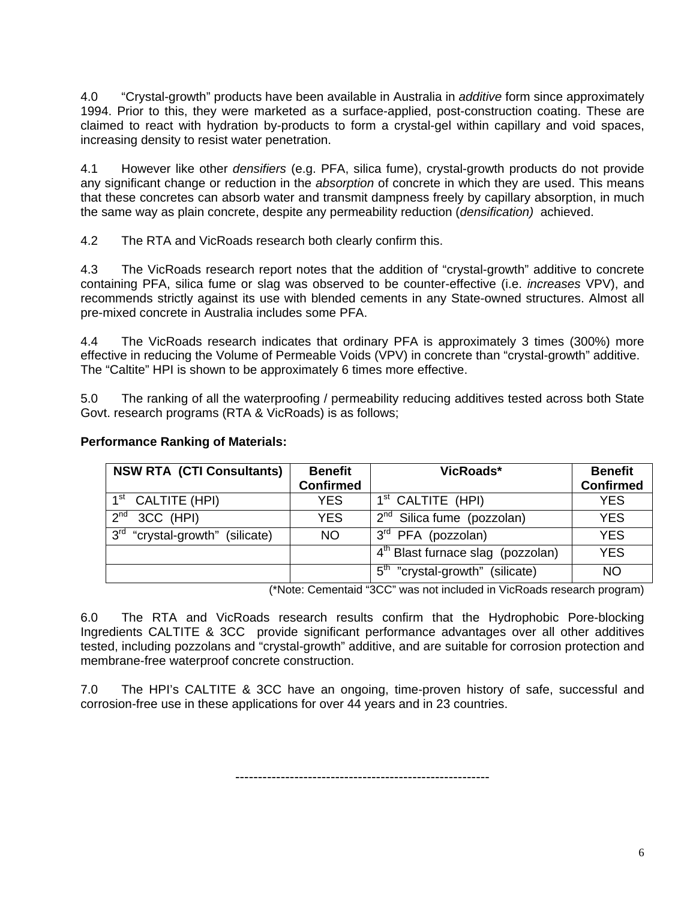4.0 “Crystal-growth” products have been available in Australia in *additive* form since approximately 1994. Prior to this, they were marketed as a surface-applied, post-construction coating. These are claimed to react with hydration by-products to form a crystal-gel within capillary and void spaces, increasing density to resist water penetration.

4.1 However like other *densifiers* (e.g. PFA, silica fume), crystal-growth products do not provide any significant change or reduction in the *absorption* of concrete in which they are used. This means that these concretes can absorb water and transmit dampness freely by capillary absorption, in much the same way as plain concrete, despite any permeability reduction (*densification)* achieved.

4.2 The RTA and VicRoads research both clearly confirm this.

4.3 The VicRoads research report notes that the addition of “crystal-growth” additive to concrete containing PFA, silica fume or slag was observed to be counter-effective (i.e. *increases* VPV), and recommends strictly against its use with blended cements in any State-owned structures. Almost all pre-mixed concrete in Australia includes some PFA.

4.4 The VicRoads research indicates that ordinary PFA is approximately 3 times (300%) more effective in reducing the Volume of Permeable Voids (VPV) in concrete than “crystal-growth” additive. The “Caltite” HPI is shown to be approximately 6 times more effective.

5.0 The ranking of all the waterproofing / permeability reducing additives tested across both State Govt. research programs (RTA & VicRoads) is as follows;

**Performance Ranking of Materials:**

| NSW RTA (CTI Consultants) | Benefit Confirmed | VicRoads* | Benefit Confirmed |
|---|---|---|---|
| 1st CALTITE (HPI) | YES | 1st CALTITE (HPI) | YES |
| 2nd 3CC (HPI) | YES | 2nd Silica fume (pozzolan) | YES |
| 3rd “crystal-growth” (silicate) | NO | 3rd PFA (pozzolan) | YES |
| | | 4th Blast furnace slag (pozzolan) | YES |
| | | 5th ”crystal-growth” (silicate) | NO |

(*Note: Cementaid “3CC” was not included in VicRoads research program)

6.0 The RTA and VicRoads research results confirm that the Hydrophobic Pore-blocking Ingredients CALTITE & 3CC provide significant performance advantages over all other additives tested, including pozzolans and “crystal-growth” additive, and are suitable for corrosion protection and membrane-free waterproof concrete construction.

7.0 The HPI’s CALTITE & 3CC have an ongoing, time-proven history of safe, successful and corrosion-free use in these applications for over 44 years and in 23 countries.

--------------------------------------------------------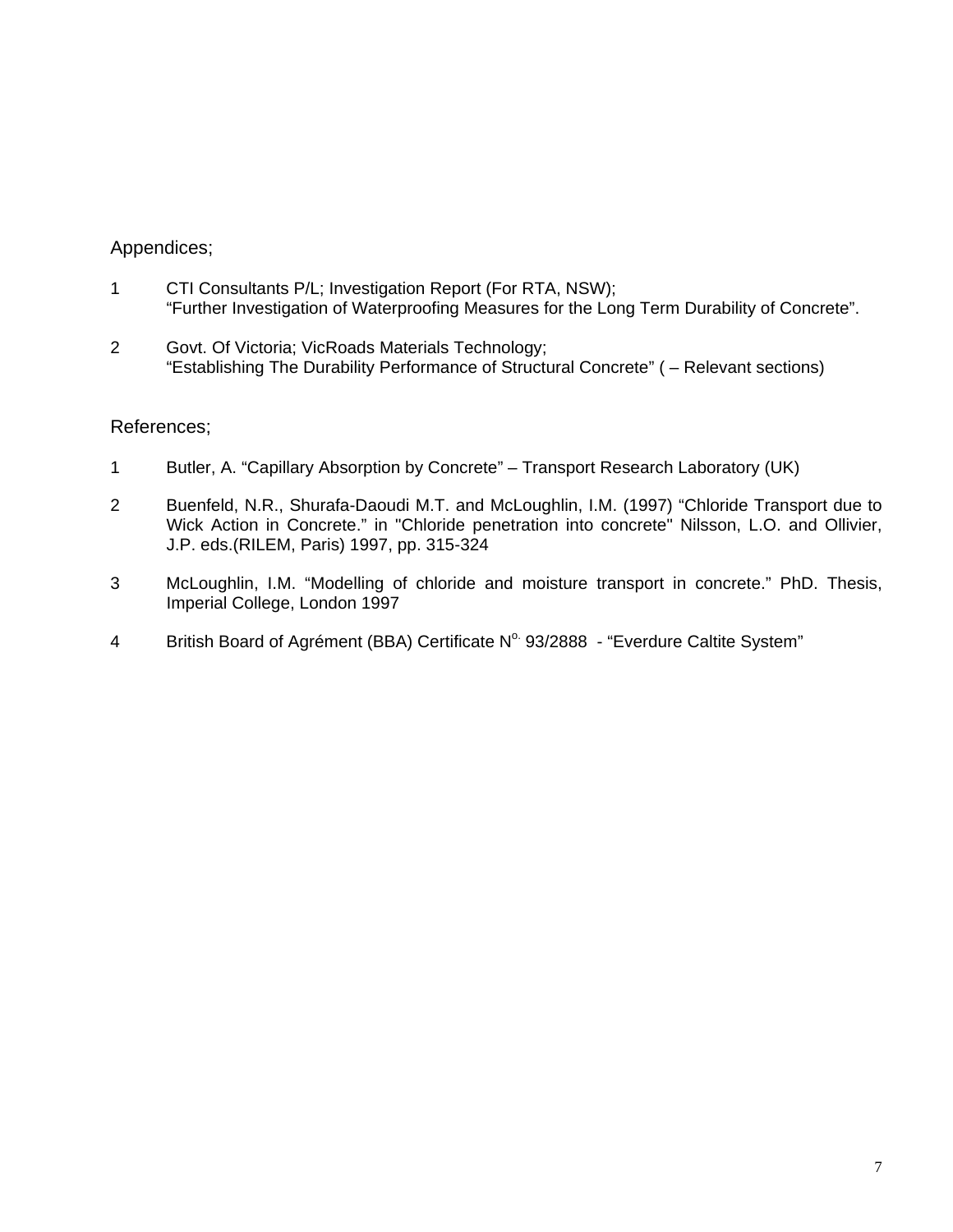## Appendices;

1 CTI Consultants P/L; Investigation Report (For RTA, NSW);
"Further Investigation of Waterproofing Measures for the Long Term Durability of Concrete".

2 Govt. Of Victoria; VicRoads Materials Technology;
"Establishing The Durability Performance of Structural Concrete" ( – Relevant sections)

## References;

1 Butler, A. "Capillary Absorption by Concrete" – Transport Research Laboratory (UK)

2 Buenfeld, N.R., Shurafa-Daoudi M.T. and McLoughlin, I.M. (1997) "Chloride Transport due to Wick Action in Concrete." in "Chloride penetration into concrete" Nilsson, L.O. and Ollivier, J.P. eds.(RILEM, Paris) 1997, pp. 315-324

3 McLoughlin, I.M. "Modelling of chloride and moisture transport in concrete." PhD. Thesis, Imperial College, London 1997

4 British Board of Agrément (BBA) Certificate N$^{o.}$ 93/2888 - "Everdure Caltite System"